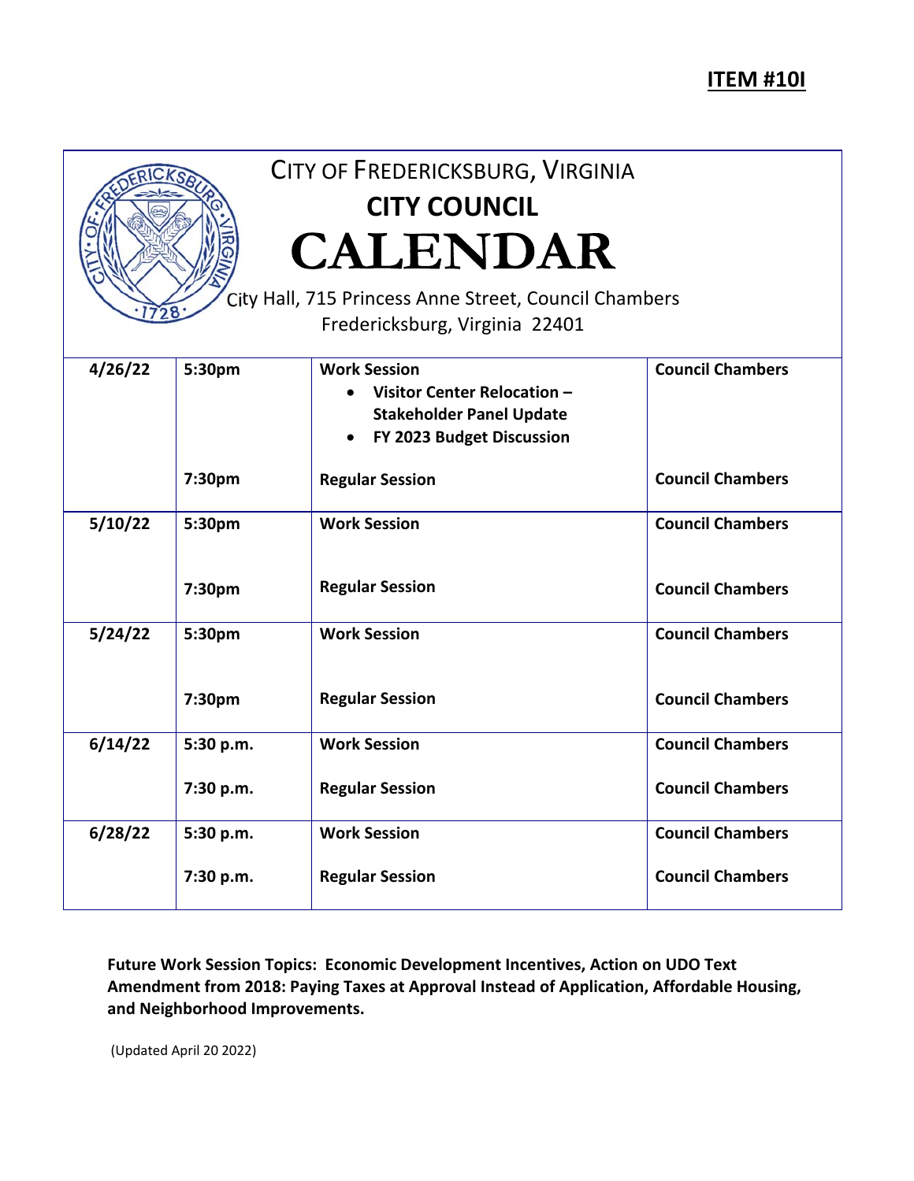**ITEM #10I**

# CITY OF FREDERICKSBURG, VIRGINIA

## CITY COUNCIL

# CALENDAR

City Hall, 715 Princess Anne Street, Council Chambers
Fredericksburg, Virginia 22401

| Date | Time | Session | Location |
|---|---|---|---|
| **4/26/22** | **5:30pm** | **Work Session**<br>• **Visitor Center Relocation – Stakeholder Panel Update**<br>• **FY 2023 Budget Discussion** | **Council Chambers** |
| | **7:30pm** | **Regular Session** | **Council Chambers** |
| **5/10/22** | **5:30pm** | **Work Session** | **Council Chambers** |
| | **7:30pm** | **Regular Session** | **Council Chambers** |
| **5/24/22** | **5:30pm** | **Work Session** | **Council Chambers** |
| | **7:30pm** | **Regular Session** | **Council Chambers** |
| **6/14/22** | **5:30 p.m.** | **Work Session** | **Council Chambers** |
| | **7:30 p.m.** | **Regular Session** | **Council Chambers** |
| **6/28/22** | **5:30 p.m.** | **Work Session** | **Council Chambers** |
| | **7:30 p.m.** | **Regular Session** | **Council Chambers** |

**Future Work Session Topics: Economic Development Incentives, Action on UDO Text Amendment from 2018: Paying Taxes at Approval Instead of Application, Affordable Housing, and Neighborhood Improvements.**

(Updated April 20 2022)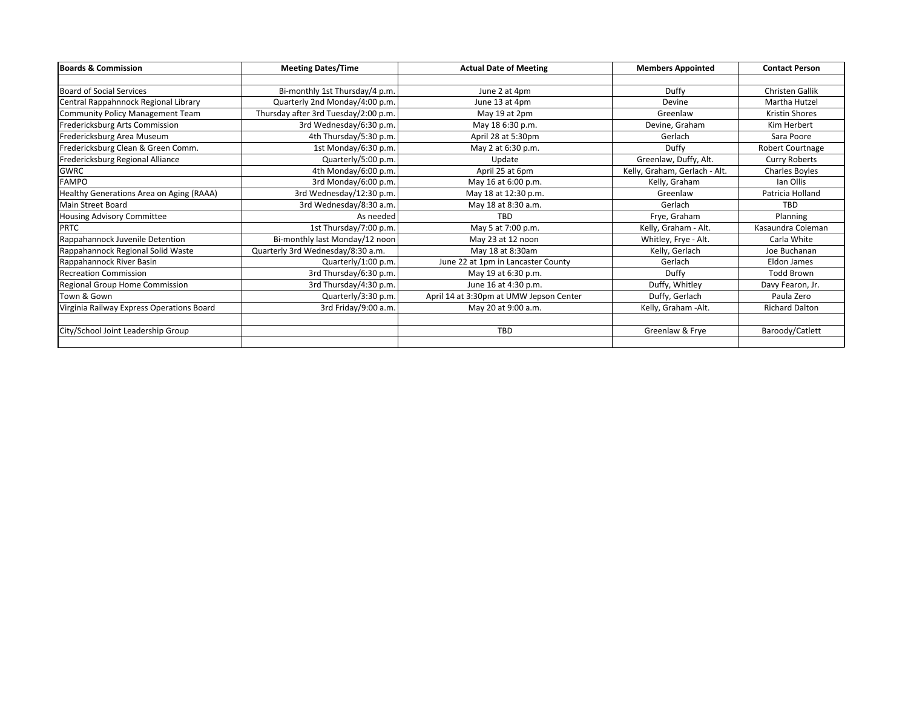| Boards & Commission | Meeting Dates/Time | Actual Date of Meeting | Members Appointed | Contact Person |
|---|---|---|---|---|
| | | | | |
| Board of Social Services | Bi-monthly 1st Thursday/4 p.m. | June 2 at 4pm | Duffy | Christen Gallik |
| Central Rappahnnock Regional Library | Quarterly 2nd Monday/4:00 p.m. | June 13 at 4pm | Devine | Martha Hutzel |
| Community Policy Management Team | Thursday after 3rd Tuesday/2:00 p.m. | May 19 at 2pm | Greenlaw | Kristin Shores |
| Fredericksburg Arts Commission | 3rd Wednesday/6:30 p.m. | May 18 6:30 p.m. | Devine, Graham | Kim Herbert |
| Fredericksburg Area Museum | 4th Thursday/5:30 p.m. | April 28 at 5:30pm | Gerlach | Sara Poore |
| Fredericksburg Clean & Green Comm. | 1st Monday/6:30 p.m. | May 2 at 6:30 p.m. | Duffy | Robert Courtnage |
| Fredericksburg Regional Alliance | Quarterly/5:00 p.m. | Update | Greenlaw, Duffy, Alt. | Curry Roberts |
| GWRC | 4th Monday/6:00 p.m. | April 25 at 6pm | Kelly, Graham, Gerlach - Alt. | Charles Boyles |
| FAMPO | 3rd Monday/6:00 p.m. | May 16 at 6:00 p.m. | Kelly, Graham | Ian Ollis |
| Healthy Generations Area on Aging (RAAA) | 3rd Wednesday/12:30 p.m. | May 18 at 12:30 p.m. | Greenlaw | Patricia Holland |
| Main Street Board | 3rd Wednesday/8:30 a.m. | May 18 at 8:30 a.m. | Gerlach | TBD |
| Housing Advisory Committee | As needed | TBD | Frye, Graham | Planning |
| PRTC | 1st Thursday/7:00 p.m. | May 5 at 7:00 p.m. | Kelly, Graham - Alt. | Kasaundra Coleman |
| Rappahannock Juvenile Detention | Bi-monthly last Monday/12 noon | May 23 at 12 noon | Whitley, Frye - Alt. | Carla White |
| Rappahannock Regional Solid Waste | Quarterly 3rd Wednesday/8:30 a.m. | May 18 at 8:30am | Kelly, Gerlach | Joe Buchanan |
| Rappahannock River Basin | Quarterly/1:00 p.m. | June 22 at 1pm in Lancaster County | Gerlach | Eldon James |
| Recreation Commission | 3rd Thursday/6:30 p.m. | May 19 at 6:30 p.m. | Duffy | Todd Brown |
| Regional Group Home Commission | 3rd Thursday/4:30 p.m. | June 16 at 4:30 p.m. | Duffy, Whitley | Davy Fearon, Jr. |
| Town & Gown | Quarterly/3:30 p.m. | April 14 at 3:30pm at UMW Jepson Center | Duffy, Gerlach | Paula Zero |
| Virginia Railway Express Operations Board | 3rd Friday/9:00 a.m. | May 20 at 9:00 a.m. | Kelly, Graham -Alt. | Richard Dalton |
| | | | | |
| City/School Joint Leadership Group | | TBD | Greenlaw & Frye | Baroody/Catlett |
| | | | | |